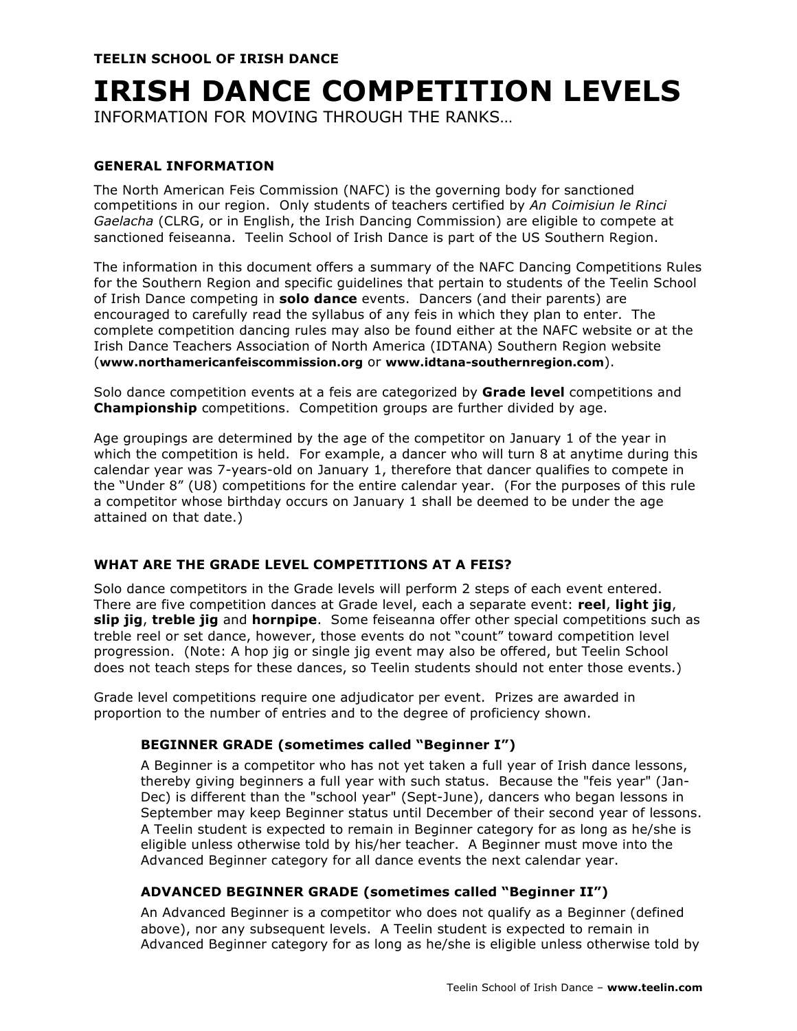**TEELIN SCHOOL OF IRISH DANCE**

# IRISH DANCE COMPETITION LEVELS

INFORMATION FOR MOVING THROUGH THE RANKS…

## GENERAL INFORMATION

The North American Feis Commission (NAFC) is the governing body for sanctioned competitions in our region. Only students of teachers certified by *An Coimisiun le Rinci Gaelacha* (CLRG, or in English, the Irish Dancing Commission) are eligible to compete at sanctioned feiseanna. Teelin School of Irish Dance is part of the US Southern Region.

The information in this document offers a summary of the NAFC Dancing Competitions Rules for the Southern Region and specific guidelines that pertain to students of the Teelin School of Irish Dance competing in **solo dance** events. Dancers (and their parents) are encouraged to carefully read the syllabus of any feis in which they plan to enter. The complete competition dancing rules may also be found either at the NAFC website or at the Irish Dance Teachers Association of North America (IDTANA) Southern Region website (**www.northamericanfeiscommission.org** or **www.idtana-southernregion.com**).

Solo dance competition events at a feis are categorized by **Grade level** competitions and **Championship** competitions. Competition groups are further divided by age.

Age groupings are determined by the age of the competitor on January 1 of the year in which the competition is held. For example, a dancer who will turn 8 at anytime during this calendar year was 7-years-old on January 1, therefore that dancer qualifies to compete in the "Under 8" (U8) competitions for the entire calendar year. (For the purposes of this rule a competitor whose birthday occurs on January 1 shall be deemed to be under the age attained on that date.)

## WHAT ARE THE GRADE LEVEL COMPETITIONS AT A FEIS?

Solo dance competitors in the Grade levels will perform 2 steps of each event entered. There are five competition dances at Grade level, each a separate event: **reel**, **light jig**, **slip jig**, **treble jig** and **hornpipe**. Some feiseanna offer other special competitions such as treble reel or set dance, however, those events do not "count" toward competition level progression. (Note: A hop jig or single jig event may also be offered, but Teelin School does not teach steps for these dances, so Teelin students should not enter those events.)

Grade level competitions require one adjudicator per event. Prizes are awarded in proportion to the number of entries and to the degree of proficiency shown.

### BEGINNER GRADE (sometimes called "Beginner I")

A Beginner is a competitor who has not yet taken a full year of Irish dance lessons, thereby giving beginners a full year with such status. Because the "feis year" (Jan-Dec) is different than the "school year" (Sept-June), dancers who began lessons in September may keep Beginner status until December of their second year of lessons. A Teelin student is expected to remain in Beginner category for as long as he/she is eligible unless otherwise told by his/her teacher. A Beginner must move into the Advanced Beginner category for all dance events the next calendar year.

### ADVANCED BEGINNER GRADE (sometimes called "Beginner II")

An Advanced Beginner is a competitor who does not qualify as a Beginner (defined above), nor any subsequent levels. A Teelin student is expected to remain in Advanced Beginner category for as long as he/she is eligible unless otherwise told by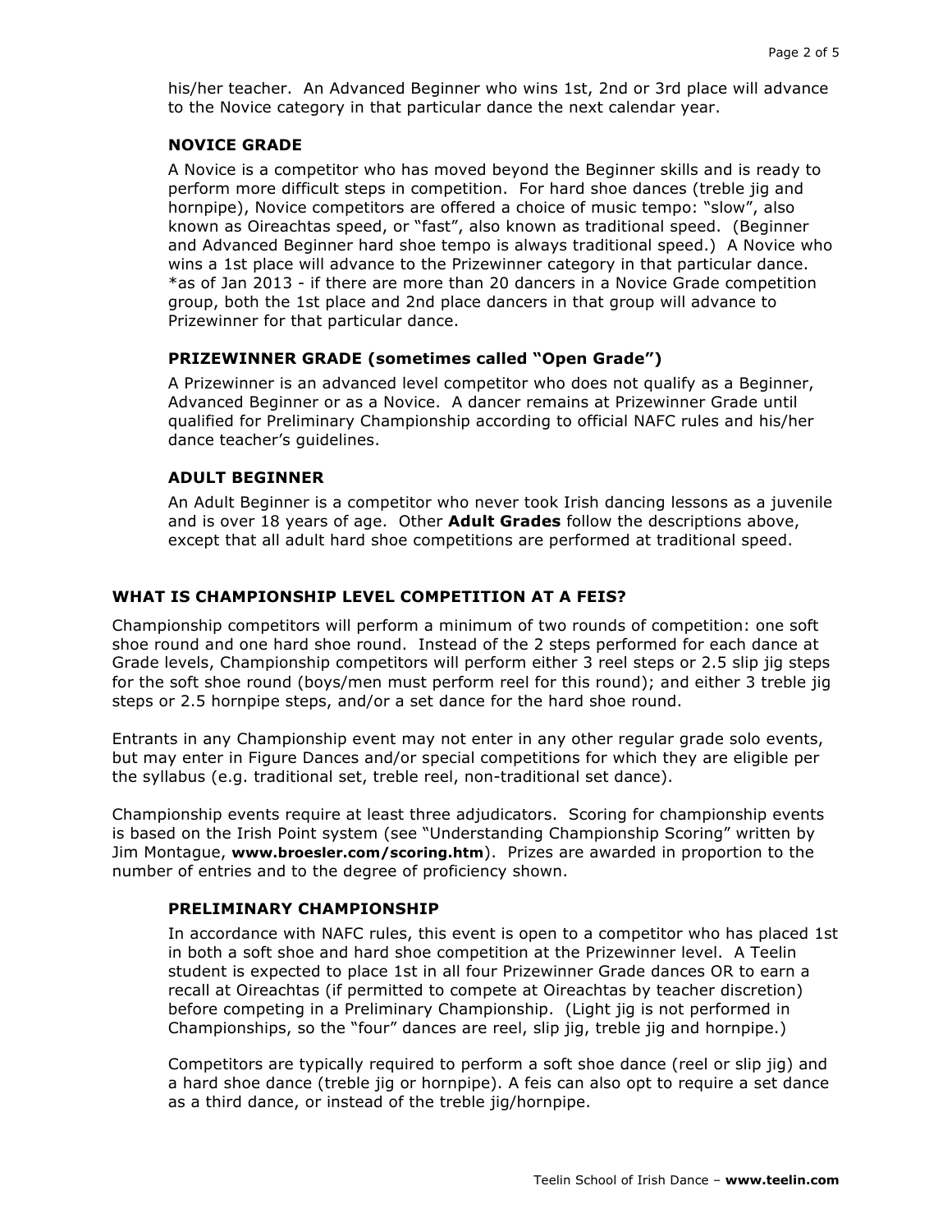his/her teacher. An Advanced Beginner who wins 1st, 2nd or 3rd place will advance to the Novice category in that particular dance the next calendar year.

### NOVICE GRADE

A Novice is a competitor who has moved beyond the Beginner skills and is ready to perform more difficult steps in competition. For hard shoe dances (treble jig and hornpipe), Novice competitors are offered a choice of music tempo: "slow", also known as Oireachtas speed, or "fast", also known as traditional speed. (Beginner and Advanced Beginner hard shoe tempo is always traditional speed.) A Novice who wins a 1st place will advance to the Prizewinner category in that particular dance. *as of Jan 2013 - if there are more than 20 dancers in a Novice Grade competition group, both the 1st place and 2nd place dancers in that group will advance to Prizewinner for that particular dance.

### PRIZEWINNER GRADE (sometimes called "Open Grade")

A Prizewinner is an advanced level competitor who does not qualify as a Beginner, Advanced Beginner or as a Novice. A dancer remains at Prizewinner Grade until qualified for Preliminary Championship according to official NAFC rules and his/her dance teacher's guidelines.

### ADULT BEGINNER

An Adult Beginner is a competitor who never took Irish dancing lessons as a juvenile and is over 18 years of age. Other **Adult Grades** follow the descriptions above, except that all adult hard shoe competitions are performed at traditional speed.

## WHAT IS CHAMPIONSHIP LEVEL COMPETITION AT A FEIS?

Championship competitors will perform a minimum of two rounds of competition: one soft shoe round and one hard shoe round. Instead of the 2 steps performed for each dance at Grade levels, Championship competitors will perform either 3 reel steps or 2.5 slip jig steps for the soft shoe round (boys/men must perform reel for this round); and either 3 treble jig steps or 2.5 hornpipe steps, and/or a set dance for the hard shoe round.

Entrants in any Championship event may not enter in any other regular grade solo events, but may enter in Figure Dances and/or special competitions for which they are eligible per the syllabus (e.g. traditional set, treble reel, non-traditional set dance).

Championship events require at least three adjudicators. Scoring for championship events is based on the Irish Point system (see "Understanding Championship Scoring" written by Jim Montague, **www.broesler.com/scoring.htm**). Prizes are awarded in proportion to the number of entries and to the degree of proficiency shown.

### PRELIMINARY CHAMPIONSHIP

In accordance with NAFC rules, this event is open to a competitor who has placed 1st in both a soft shoe and hard shoe competition at the Prizewinner level. A Teelin student is expected to place 1st in all four Prizewinner Grade dances OR to earn a recall at Oireachtas (if permitted to compete at Oireachtas by teacher discretion) before competing in a Preliminary Championship. (Light jig is not performed in Championships, so the "four" dances are reel, slip jig, treble jig and hornpipe.)

Competitors are typically required to perform a soft shoe dance (reel or slip jig) and a hard shoe dance (treble jig or hornpipe). A feis can also opt to require a set dance as a third dance, or instead of the treble jig/hornpipe.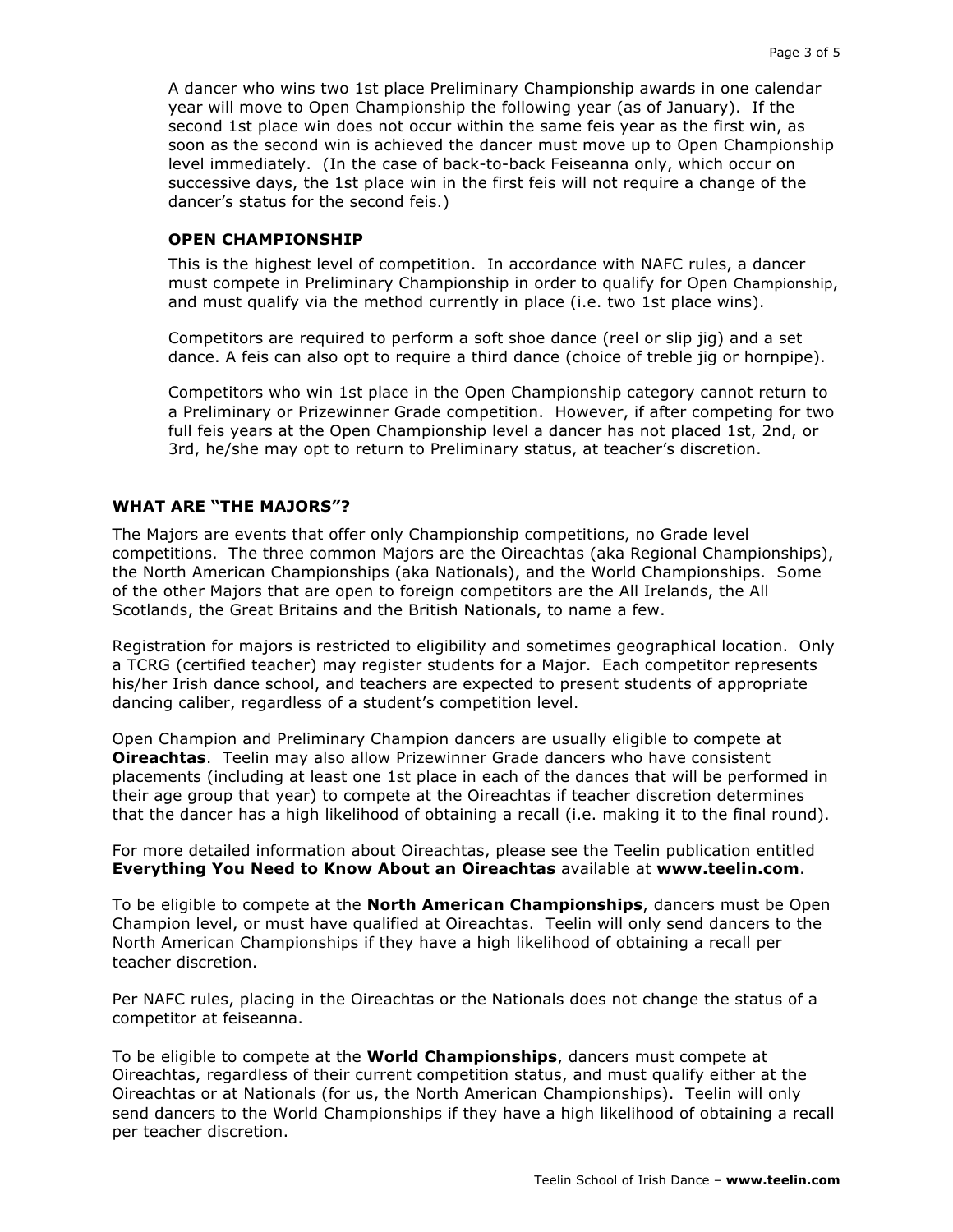A dancer who wins two 1st place Preliminary Championship awards in one calendar year will move to Open Championship the following year (as of January). If the second 1st place win does not occur within the same feis year as the first win, as soon as the second win is achieved the dancer must move up to Open Championship level immediately. (In the case of back-to-back Feiseanna only, which occur on successive days, the 1st place win in the first feis will not require a change of the dancer's status for the second feis.)

### OPEN CHAMPIONSHIP

This is the highest level of competition. In accordance with NAFC rules, a dancer must compete in Preliminary Championship in order to qualify for Open Championship, and must qualify via the method currently in place (i.e. two 1st place wins).

Competitors are required to perform a soft shoe dance (reel or slip jig) and a set dance. A feis can also opt to require a third dance (choice of treble jig or hornpipe).

Competitors who win 1st place in the Open Championship category cannot return to a Preliminary or Prizewinner Grade competition. However, if after competing for two full feis years at the Open Championship level a dancer has not placed 1st, 2nd, or 3rd, he/she may opt to return to Preliminary status, at teacher's discretion.

## WHAT ARE "THE MAJORS"?

The Majors are events that offer only Championship competitions, no Grade level competitions. The three common Majors are the Oireachtas (aka Regional Championships), the North American Championships (aka Nationals), and the World Championships. Some of the other Majors that are open to foreign competitors are the All Irelands, the All Scotlands, the Great Britains and the British Nationals, to name a few.

Registration for majors is restricted to eligibility and sometimes geographical location. Only a TCRG (certified teacher) may register students for a Major. Each competitor represents his/her Irish dance school, and teachers are expected to present students of appropriate dancing caliber, regardless of a student's competition level.

Open Champion and Preliminary Champion dancers are usually eligible to compete at **Oireachtas**. Teelin may also allow Prizewinner Grade dancers who have consistent placements (including at least one 1st place in each of the dances that will be performed in their age group that year) to compete at the Oireachtas if teacher discretion determines that the dancer has a high likelihood of obtaining a recall (i.e. making it to the final round).

For more detailed information about Oireachtas, please see the Teelin publication entitled **Everything You Need to Know About an Oireachtas** available at **www.teelin.com**.

To be eligible to compete at the **North American Championships**, dancers must be Open Champion level, or must have qualified at Oireachtas. Teelin will only send dancers to the North American Championships if they have a high likelihood of obtaining a recall per teacher discretion.

Per NAFC rules, placing in the Oireachtas or the Nationals does not change the status of a competitor at feiseanna.

To be eligible to compete at the **World Championships**, dancers must compete at Oireachtas, regardless of their current competition status, and must qualify either at the Oireachtas or at Nationals (for us, the North American Championships). Teelin will only send dancers to the World Championships if they have a high likelihood of obtaining a recall per teacher discretion.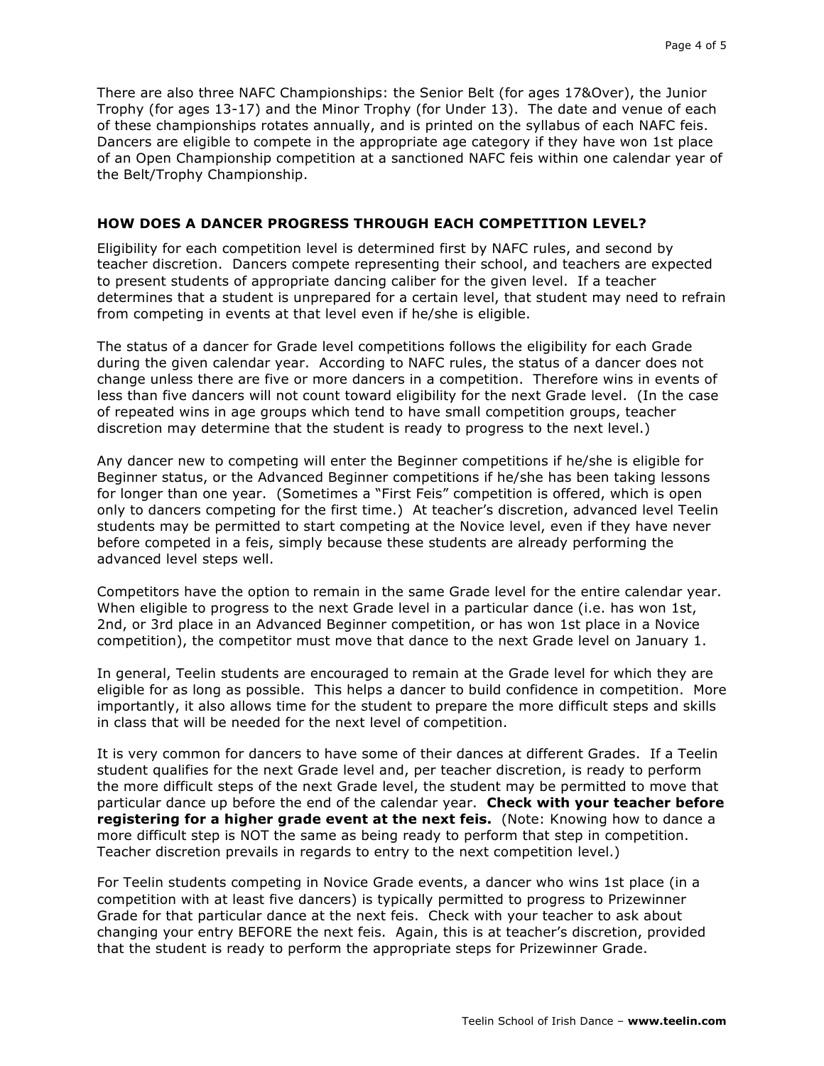There are also three NAFC Championships: the Senior Belt (for ages 17&Over), the Junior Trophy (for ages 13-17) and the Minor Trophy (for Under 13). The date and venue of each of these championships rotates annually, and is printed on the syllabus of each NAFC feis. Dancers are eligible to compete in the appropriate age category if they have won 1st place of an Open Championship competition at a sanctioned NAFC feis within one calendar year of the Belt/Trophy Championship.

## HOW DOES A DANCER PROGRESS THROUGH EACH COMPETITION LEVEL?

Eligibility for each competition level is determined first by NAFC rules, and second by teacher discretion. Dancers compete representing their school, and teachers are expected to present students of appropriate dancing caliber for the given level. If a teacher determines that a student is unprepared for a certain level, that student may need to refrain from competing in events at that level even if he/she is eligible.

The status of a dancer for Grade level competitions follows the eligibility for each Grade during the given calendar year. According to NAFC rules, the status of a dancer does not change unless there are five or more dancers in a competition. Therefore wins in events of less than five dancers will not count toward eligibility for the next Grade level. (In the case of repeated wins in age groups which tend to have small competition groups, teacher discretion may determine that the student is ready to progress to the next level.)

Any dancer new to competing will enter the Beginner competitions if he/she is eligible for Beginner status, or the Advanced Beginner competitions if he/she has been taking lessons for longer than one year. (Sometimes a "First Feis" competition is offered, which is open only to dancers competing for the first time.) At teacher's discretion, advanced level Teelin students may be permitted to start competing at the Novice level, even if they have never before competed in a feis, simply because these students are already performing the advanced level steps well.

Competitors have the option to remain in the same Grade level for the entire calendar year. When eligible to progress to the next Grade level in a particular dance (i.e. has won 1st, 2nd, or 3rd place in an Advanced Beginner competition, or has won 1st place in a Novice competition), the competitor must move that dance to the next Grade level on January 1.

In general, Teelin students are encouraged to remain at the Grade level for which they are eligible for as long as possible. This helps a dancer to build confidence in competition. More importantly, it also allows time for the student to prepare the more difficult steps and skills in class that will be needed for the next level of competition.

It is very common for dancers to have some of their dances at different Grades. If a Teelin student qualifies for the next Grade level and, per teacher discretion, is ready to perform the more difficult steps of the next Grade level, the student may be permitted to move that particular dance up before the end of the calendar year. **Check with your teacher before registering for a higher grade event at the next feis.** (Note: Knowing how to dance a more difficult step is NOT the same as being ready to perform that step in competition. Teacher discretion prevails in regards to entry to the next competition level.)

For Teelin students competing in Novice Grade events, a dancer who wins 1st place (in a competition with at least five dancers) is typically permitted to progress to Prizewinner Grade for that particular dance at the next feis. Check with your teacher to ask about changing your entry BEFORE the next feis. Again, this is at teacher's discretion, provided that the student is ready to perform the appropriate steps for Prizewinner Grade.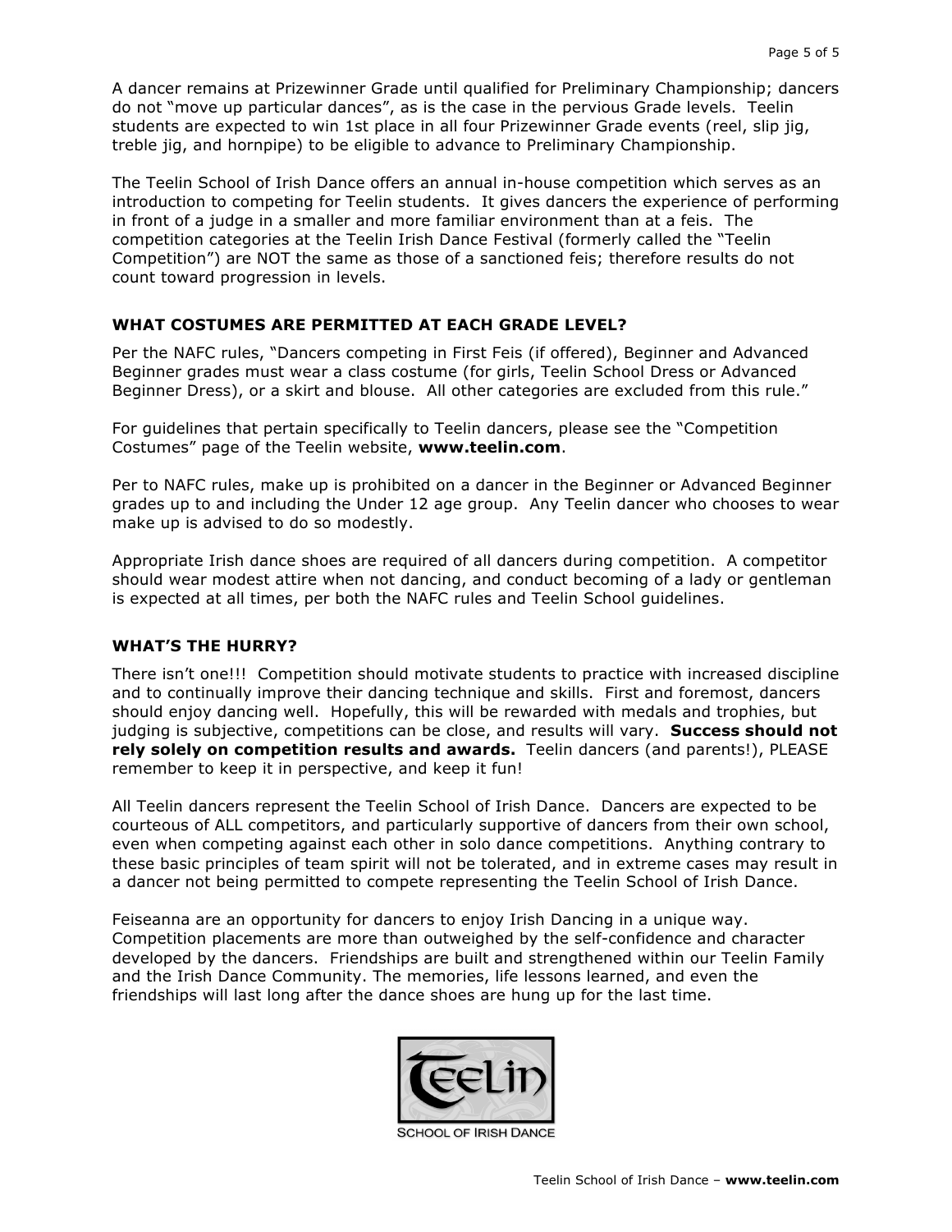A dancer remains at Prizewinner Grade until qualified for Preliminary Championship; dancers do not "move up particular dances", as is the case in the pervious Grade levels. Teelin students are expected to win 1st place in all four Prizewinner Grade events (reel, slip jig, treble jig, and hornpipe) to be eligible to advance to Preliminary Championship.

The Teelin School of Irish Dance offers an annual in-house competition which serves as an introduction to competing for Teelin students. It gives dancers the experience of performing in front of a judge in a smaller and more familiar environment than at a feis. The competition categories at the Teelin Irish Dance Festival (formerly called the "Teelin Competition") are NOT the same as those of a sanctioned feis; therefore results do not count toward progression in levels.

### WHAT COSTUMES ARE PERMITTED AT EACH GRADE LEVEL?

Per the NAFC rules, "Dancers competing in First Feis (if offered), Beginner and Advanced Beginner grades must wear a class costume (for girls, Teelin School Dress or Advanced Beginner Dress), or a skirt and blouse. All other categories are excluded from this rule."

For guidelines that pertain specifically to Teelin dancers, please see the "Competition Costumes" page of the Teelin website, **www.teelin.com**.

Per to NAFC rules, make up is prohibited on a dancer in the Beginner or Advanced Beginner grades up to and including the Under 12 age group. Any Teelin dancer who chooses to wear make up is advised to do so modestly.

Appropriate Irish dance shoes are required of all dancers during competition. A competitor should wear modest attire when not dancing, and conduct becoming of a lady or gentleman is expected at all times, per both the NAFC rules and Teelin School guidelines.

### WHAT'S THE HURRY?

There isn't one!!! Competition should motivate students to practice with increased discipline and to continually improve their dancing technique and skills. First and foremost, dancers should enjoy dancing well. Hopefully, this will be rewarded with medals and trophies, but judging is subjective, competitions can be close, and results will vary. **Success should not rely solely on competition results and awards.** Teelin dancers (and parents!), PLEASE remember to keep it in perspective, and keep it fun!

All Teelin dancers represent the Teelin School of Irish Dance. Dancers are expected to be courteous of ALL competitors, and particularly supportive of dancers from their own school, even when competing against each other in solo dance competitions. Anything contrary to these basic principles of team spirit will not be tolerated, and in extreme cases may result in a dancer not being permitted to compete representing the Teelin School of Irish Dance.

Feiseanna are an opportunity for dancers to enjoy Irish Dancing in a unique way. Competition placements are more than outweighed by the self-confidence and character developed by the dancers. Friendships are built and strengthened within our Teelin Family and the Irish Dance Community. The memories, life lessons learned, and even the friendships will last long after the dance shoes are hung up for the last time.

Teelin
SCHOOL OF IRISH DANCE